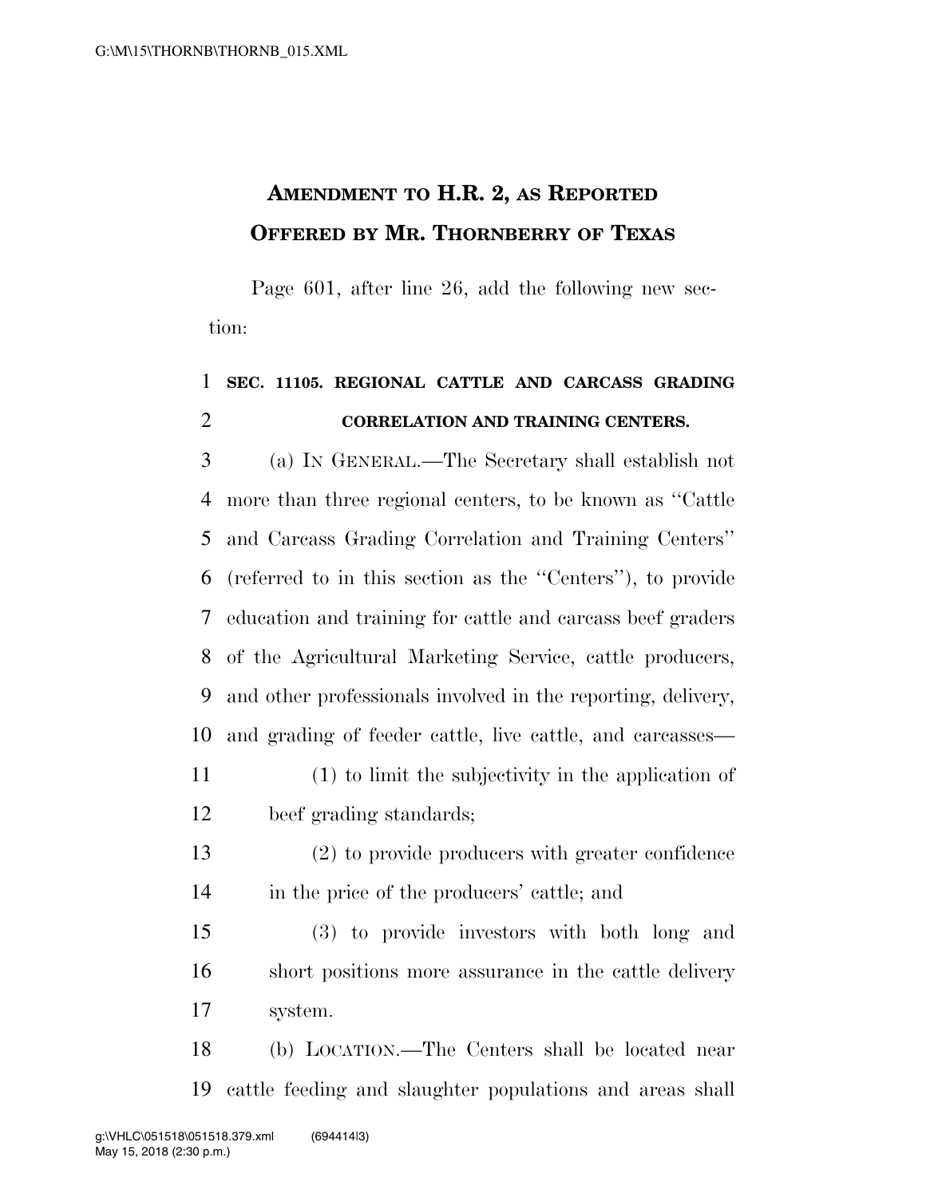# AMENDMENT TO H.R. 2, AS REPORTED OFFERED BY MR. THORNBERRY OF TEXAS

Page 601, after line 26, add the following new section:

**SEC. 11105. REGIONAL CATTLE AND CARCASS GRADING CORRELATION AND TRAINING CENTERS.**

(a) IN GENERAL.—The Secretary shall establish not more than three regional centers, to be known as "Cattle and Carcass Grading Correlation and Training Centers" (referred to in this section as the "Centers"), to provide education and training for cattle and carcass beef graders of the Agricultural Marketing Service, cattle producers, and other professionals involved in the reporting, delivery, and grading of feeder cattle, live cattle, and carcasses—

(1) to limit the subjectivity in the application of beef grading standards;

(2) to provide producers with greater confidence in the price of the producers' cattle; and

(3) to provide investors with both long and short positions more assurance in the cattle delivery system.

(b) LOCATION.—The Centers shall be located near cattle feeding and slaughter populations and areas shall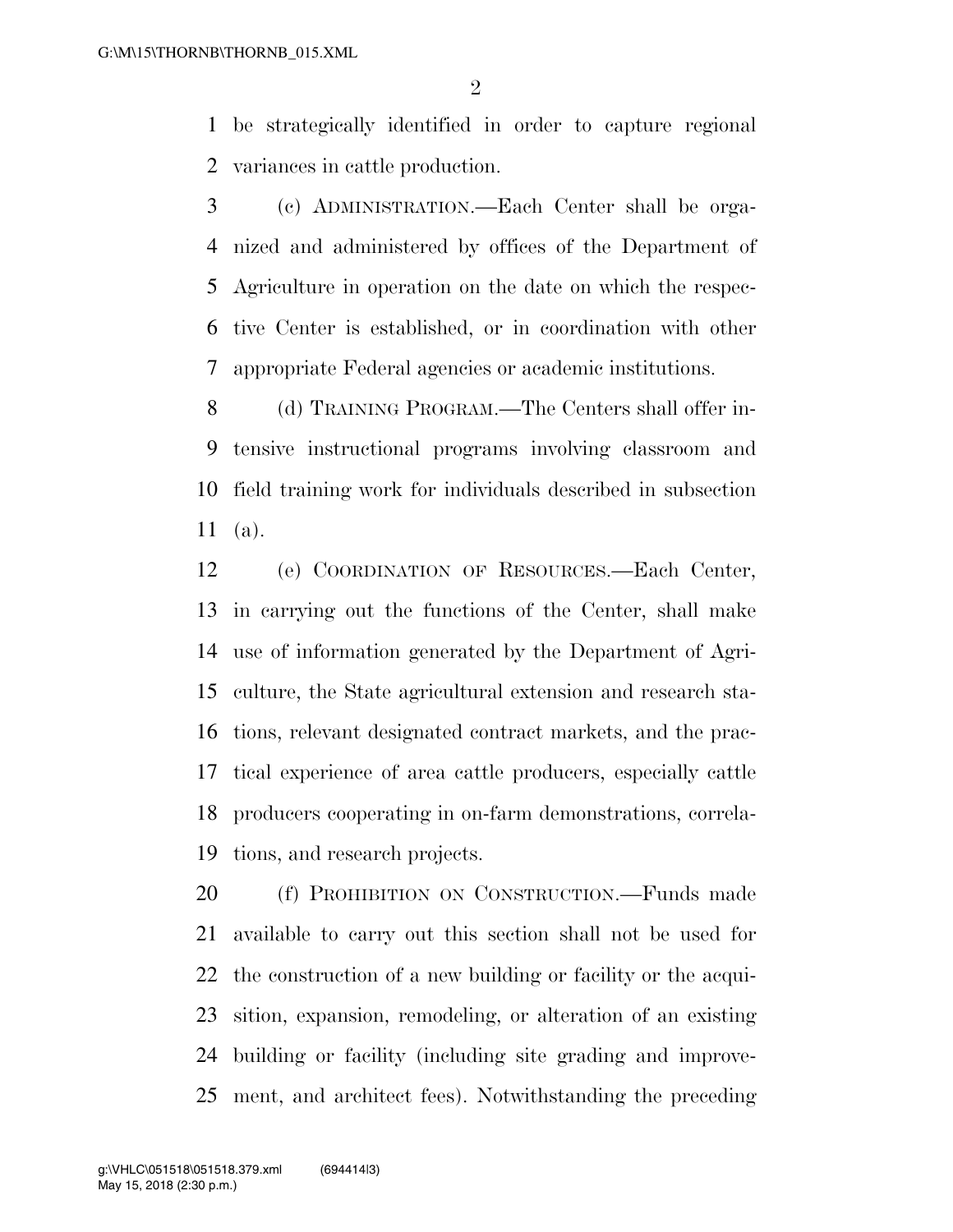be strategically identified in order to capture regional variances in cattle production.

(c) ADMINISTRATION.—Each Center shall be organized and administered by offices of the Department of Agriculture in operation on the date on which the respective Center is established, or in coordination with other appropriate Federal agencies or academic institutions.

(d) TRAINING PROGRAM.—The Centers shall offer intensive instructional programs involving classroom and field training work for individuals described in subsection (a).

(e) COORDINATION OF RESOURCES.—Each Center, in carrying out the functions of the Center, shall make use of information generated by the Department of Agriculture, the State agricultural extension and research stations, relevant designated contract markets, and the practical experience of area cattle producers, especially cattle producers cooperating in on-farm demonstrations, correlations, and research projects.

(f) PROHIBITION ON CONSTRUCTION.—Funds made available to carry out this section shall not be used for the construction of a new building or facility or the acquisition, expansion, remodeling, or alteration of an existing building or facility (including site grading and improvement, and architect fees). Notwithstanding the preceding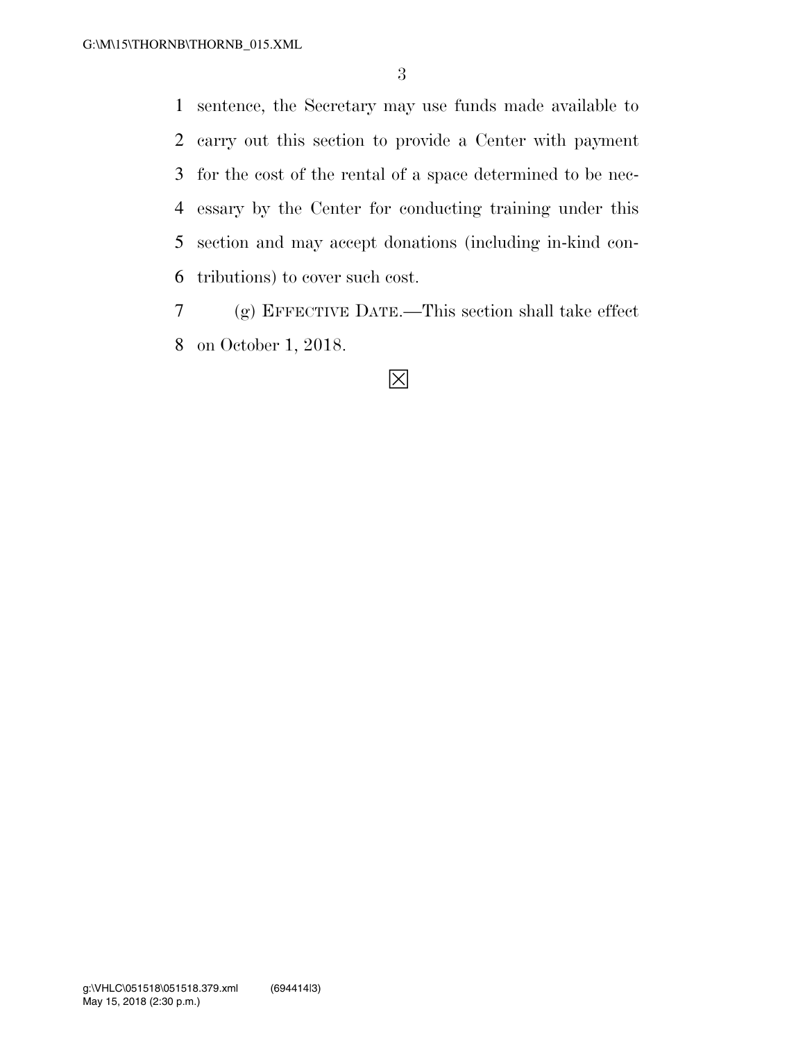sentence, the Secretary may use funds made available to carry out this section to provide a Center with payment for the cost of the rental of a space determined to be necessary by the Center for conducting training under this section and may accept donations (including in-kind contributions) to cover such cost.

(g) EFFECTIVE DATE.—This section shall take effect on October 1, 2018.